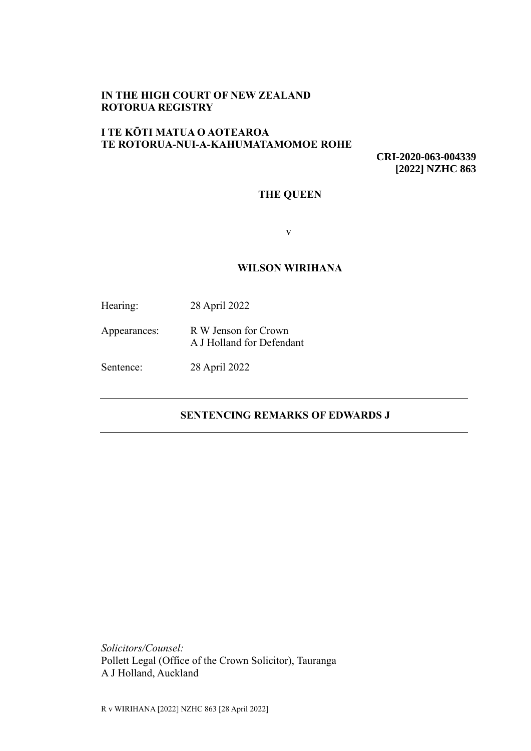**IN THE HIGH COURT OF NEW ZEALAND**
**ROTORUA REGISTRY**

**I TE KŌTI MATUA O AOTEAROA**
**TE ROTORUA-NUI-A-KAHUMATAMOMOE ROHE**

**CRI-2020-063-004339**
**[2022] NZHC 863**

**THE QUEEN**

v

**WILSON WIRIHANA**

Hearing: 28 April 2022

Appearances: R W Jenson for Crown
A J Holland for Defendant

Sentence: 28 April 2022

---

## SENTENCING REMARKS OF EDWARDS J

---

*Solicitors/Counsel:*
Pollett Legal (Office of the Crown Solicitor), Tauranga
A J Holland, Auckland

R v WIRIHANA [2022] NZHC 863 [28 April 2022]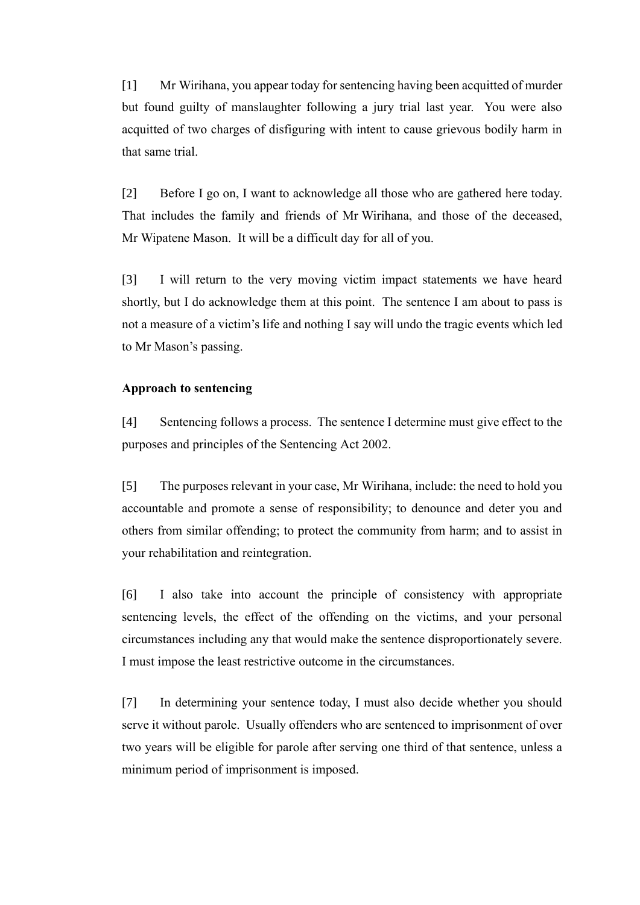[1] Mr Wirihana, you appear today for sentencing having been acquitted of murder but found guilty of manslaughter following a jury trial last year. You were also acquitted of two charges of disfiguring with intent to cause grievous bodily harm in that same trial.

[2] Before I go on, I want to acknowledge all those who are gathered here today. That includes the family and friends of Mr Wirihana, and those of the deceased, Mr Wipatene Mason. It will be a difficult day for all of you.

[3] I will return to the very moving victim impact statements we have heard shortly, but I do acknowledge them at this point. The sentence I am about to pass is not a measure of a victim's life and nothing I say will undo the tragic events which led to Mr Mason's passing.

**Approach to sentencing**

[4] Sentencing follows a process. The sentence I determine must give effect to the purposes and principles of the Sentencing Act 2002.

[5] The purposes relevant in your case, Mr Wirihana, include: the need to hold you accountable and promote a sense of responsibility; to denounce and deter you and others from similar offending; to protect the community from harm; and to assist in your rehabilitation and reintegration.

[6] I also take into account the principle of consistency with appropriate sentencing levels, the effect of the offending on the victims, and your personal circumstances including any that would make the sentence disproportionately severe. I must impose the least restrictive outcome in the circumstances.

[7] In determining your sentence today, I must also decide whether you should serve it without parole. Usually offenders who are sentenced to imprisonment of over two years will be eligible for parole after serving one third of that sentence, unless a minimum period of imprisonment is imposed.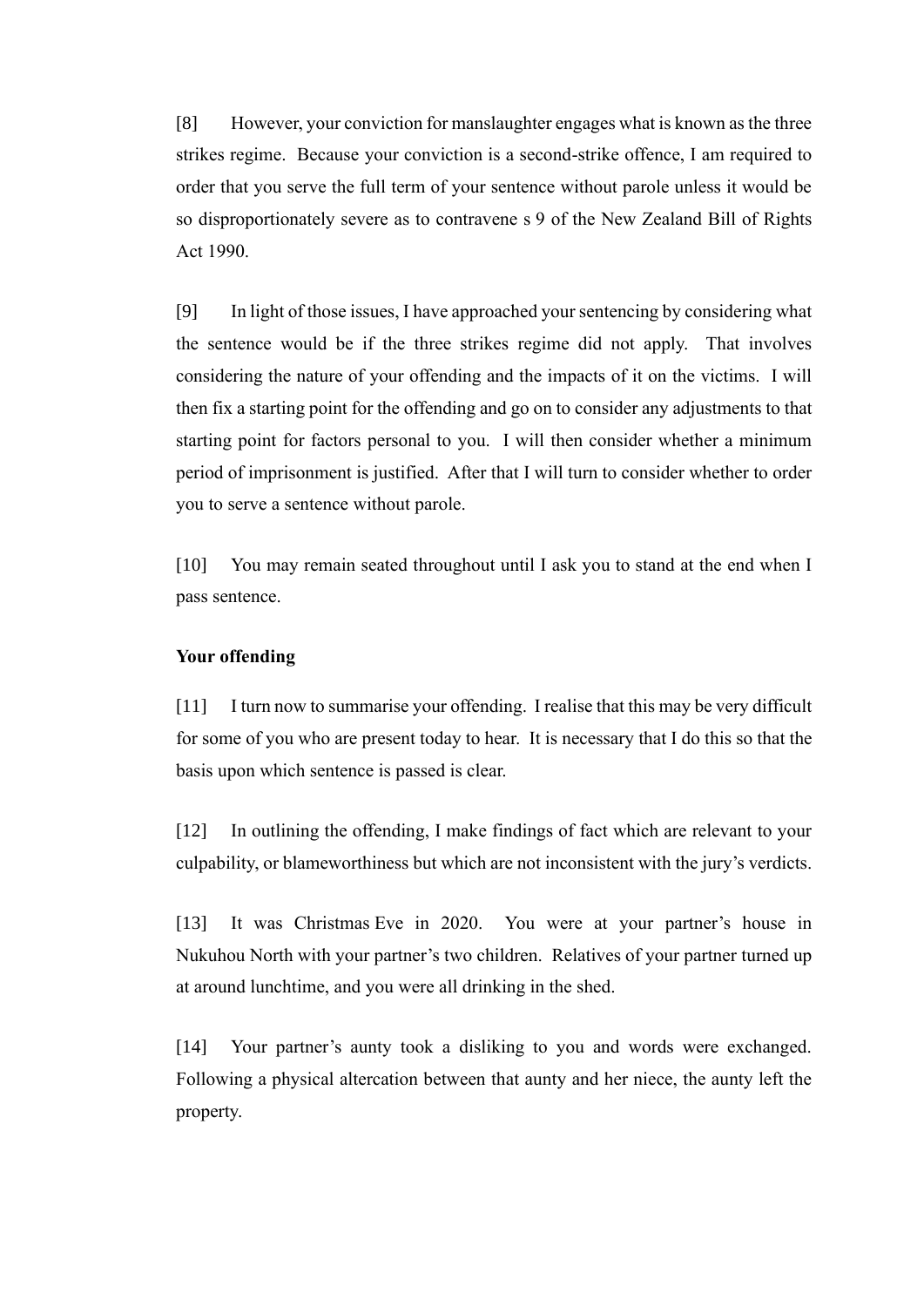[8] However, your conviction for manslaughter engages what is known as the three strikes regime. Because your conviction is a second-strike offence, I am required to order that you serve the full term of your sentence without parole unless it would be so disproportionately severe as to contravene s 9 of the New Zealand Bill of Rights Act 1990.

[9] In light of those issues, I have approached your sentencing by considering what the sentence would be if the three strikes regime did not apply. That involves considering the nature of your offending and the impacts of it on the victims. I will then fix a starting point for the offending and go on to consider any adjustments to that starting point for factors personal to you. I will then consider whether a minimum period of imprisonment is justified. After that I will turn to consider whether to order you to serve a sentence without parole.

[10] You may remain seated throughout until I ask you to stand at the end when I pass sentence.

**Your offending**

[11] I turn now to summarise your offending. I realise that this may be very difficult for some of you who are present today to hear. It is necessary that I do this so that the basis upon which sentence is passed is clear.

[12] In outlining the offending, I make findings of fact which are relevant to your culpability, or blameworthiness but which are not inconsistent with the jury's verdicts.

[13] It was Christmas Eve in 2020. You were at your partner's house in Nukuhou North with your partner's two children. Relatives of your partner turned up at around lunchtime, and you were all drinking in the shed.

[14] Your partner's aunty took a disliking to you and words were exchanged. Following a physical altercation between that aunty and her niece, the aunty left the property.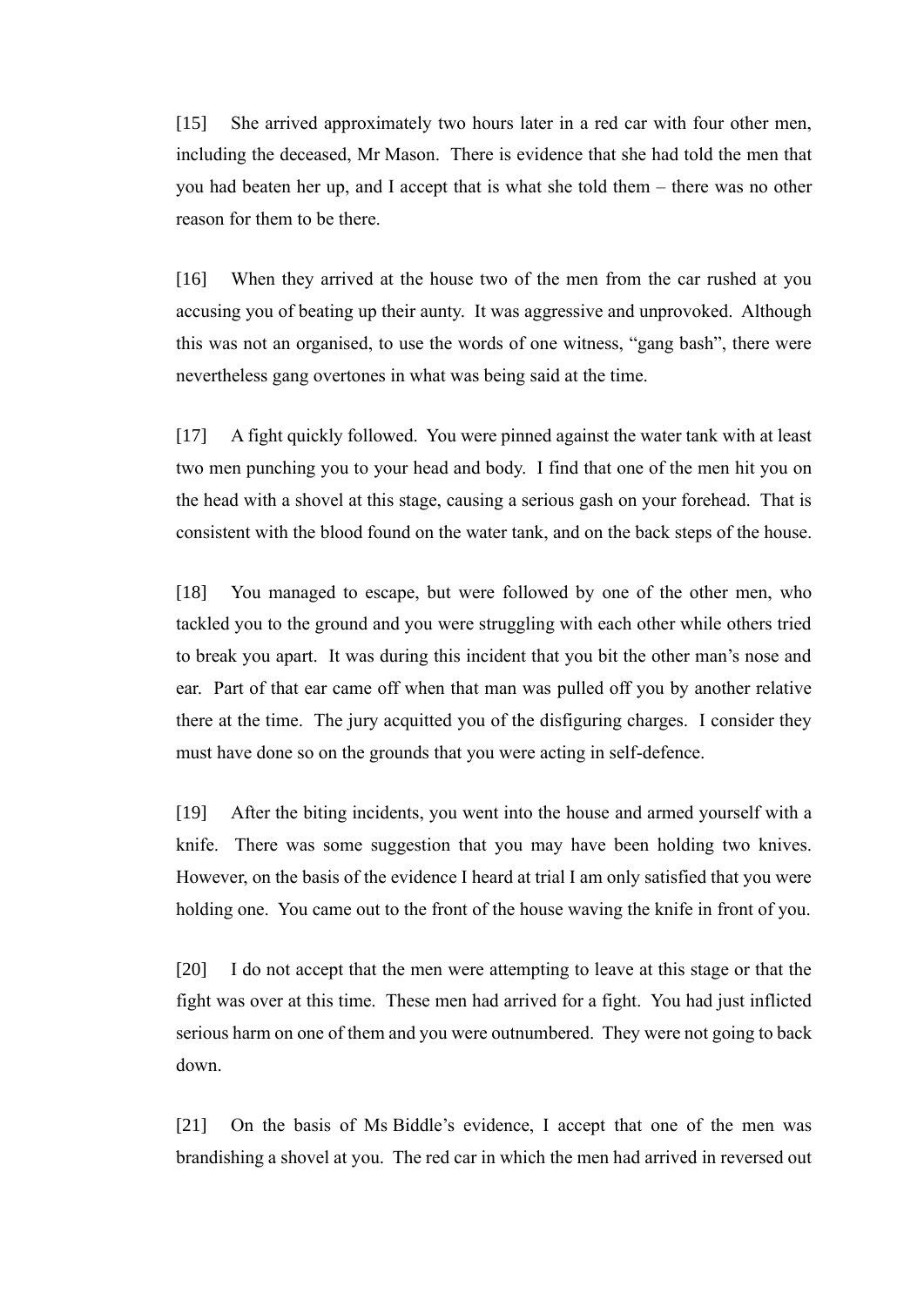[15] She arrived approximately two hours later in a red car with four other men, including the deceased, Mr Mason. There is evidence that she had told the men that you had beaten her up, and I accept that is what she told them – there was no other reason for them to be there.

[16] When they arrived at the house two of the men from the car rushed at you accusing you of beating up their aunty. It was aggressive and unprovoked. Although this was not an organised, to use the words of one witness, "gang bash", there were nevertheless gang overtones in what was being said at the time.

[17] A fight quickly followed. You were pinned against the water tank with at least two men punching you to your head and body. I find that one of the men hit you on the head with a shovel at this stage, causing a serious gash on your forehead. That is consistent with the blood found on the water tank, and on the back steps of the house.

[18] You managed to escape, but were followed by one of the other men, who tackled you to the ground and you were struggling with each other while others tried to break you apart. It was during this incident that you bit the other man's nose and ear. Part of that ear came off when that man was pulled off you by another relative there at the time. The jury acquitted you of the disfiguring charges. I consider they must have done so on the grounds that you were acting in self-defence.

[19] After the biting incidents, you went into the house and armed yourself with a knife. There was some suggestion that you may have been holding two knives. However, on the basis of the evidence I heard at trial I am only satisfied that you were holding one. You came out to the front of the house waving the knife in front of you.

[20] I do not accept that the men were attempting to leave at this stage or that the fight was over at this time. These men had arrived for a fight. You had just inflicted serious harm on one of them and you were outnumbered. They were not going to back down.

[21] On the basis of Ms Biddle's evidence, I accept that one of the men was brandishing a shovel at you. The red car in which the men had arrived in reversed out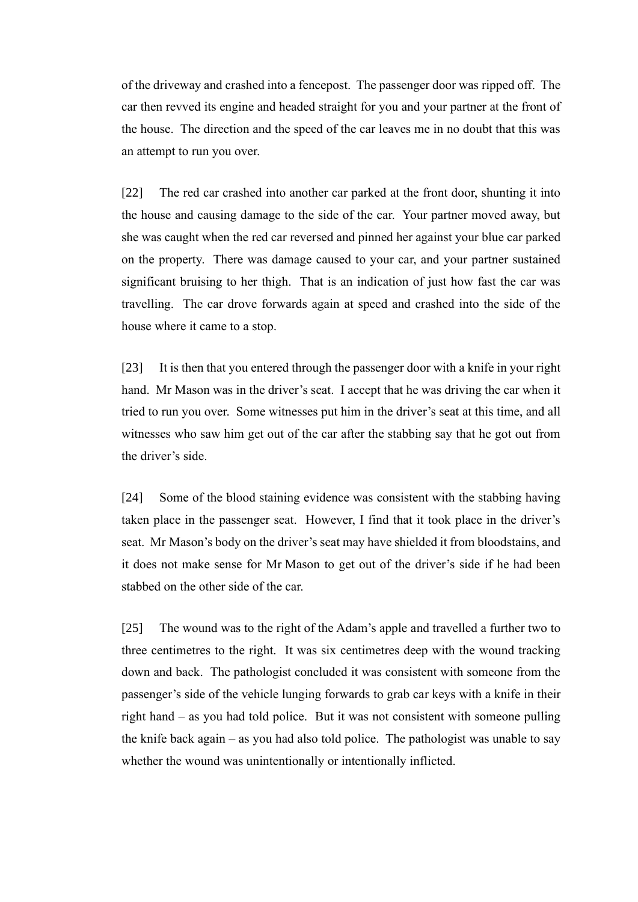of the driveway and crashed into a fencepost. The passenger door was ripped off. The car then revved its engine and headed straight for you and your partner at the front of the house. The direction and the speed of the car leaves me in no doubt that this was an attempt to run you over.

[22] The red car crashed into another car parked at the front door, shunting it into the house and causing damage to the side of the car. Your partner moved away, but she was caught when the red car reversed and pinned her against your blue car parked on the property. There was damage caused to your car, and your partner sustained significant bruising to her thigh. That is an indication of just how fast the car was travelling. The car drove forwards again at speed and crashed into the side of the house where it came to a stop.

[23] It is then that you entered through the passenger door with a knife in your right hand. Mr Mason was in the driver's seat. I accept that he was driving the car when it tried to run you over. Some witnesses put him in the driver's seat at this time, and all witnesses who saw him get out of the car after the stabbing say that he got out from the driver's side.

[24] Some of the blood staining evidence was consistent with the stabbing having taken place in the passenger seat. However, I find that it took place in the driver's seat. Mr Mason's body on the driver's seat may have shielded it from bloodstains, and it does not make sense for Mr Mason to get out of the driver's side if he had been stabbed on the other side of the car.

[25] The wound was to the right of the Adam's apple and travelled a further two to three centimetres to the right. It was six centimetres deep with the wound tracking down and back. The pathologist concluded it was consistent with someone from the passenger's side of the vehicle lunging forwards to grab car keys with a knife in their right hand – as you had told police. But it was not consistent with someone pulling the knife back again – as you had also told police. The pathologist was unable to say whether the wound was unintentionally or intentionally inflicted.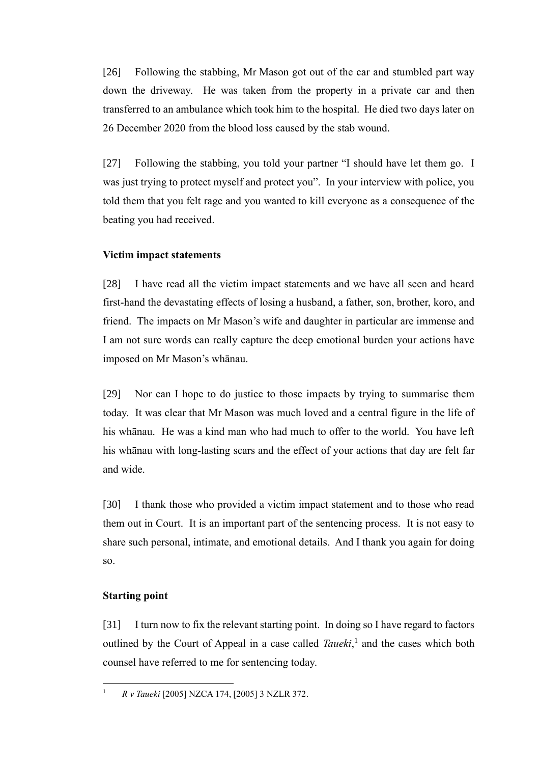[26] Following the stabbing, Mr Mason got out of the car and stumbled part way down the driveway. He was taken from the property in a private car and then transferred to an ambulance which took him to the hospital. He died two days later on 26 December 2020 from the blood loss caused by the stab wound.

[27] Following the stabbing, you told your partner "I should have let them go. I was just trying to protect myself and protect you". In your interview with police, you told them that you felt rage and you wanted to kill everyone as a consequence of the beating you had received.

**Victim impact statements**

[28] I have read all the victim impact statements and we have all seen and heard first-hand the devastating effects of losing a husband, a father, son, brother, koro, and friend. The impacts on Mr Mason's wife and daughter in particular are immense and I am not sure words can really capture the deep emotional burden your actions have imposed on Mr Mason's whānau.

[29] Nor can I hope to do justice to those impacts by trying to summarise them today. It was clear that Mr Mason was much loved and a central figure in the life of his whānau. He was a kind man who had much to offer to the world. You have left his whānau with long-lasting scars and the effect of your actions that day are felt far and wide.

[30] I thank those who provided a victim impact statement and to those who read them out in Court. It is an important part of the sentencing process. It is not easy to share such personal, intimate, and emotional details. And I thank you again for doing so.

**Starting point**

[31] I turn now to fix the relevant starting point. In doing so I have regard to factors outlined by the Court of Appeal in a case called *Taueki*,[1] and the cases which both counsel have referred to me for sentencing today.

---

[1] *R v Taueki* [2005] NZCA 174, [2005] 3 NZLR 372.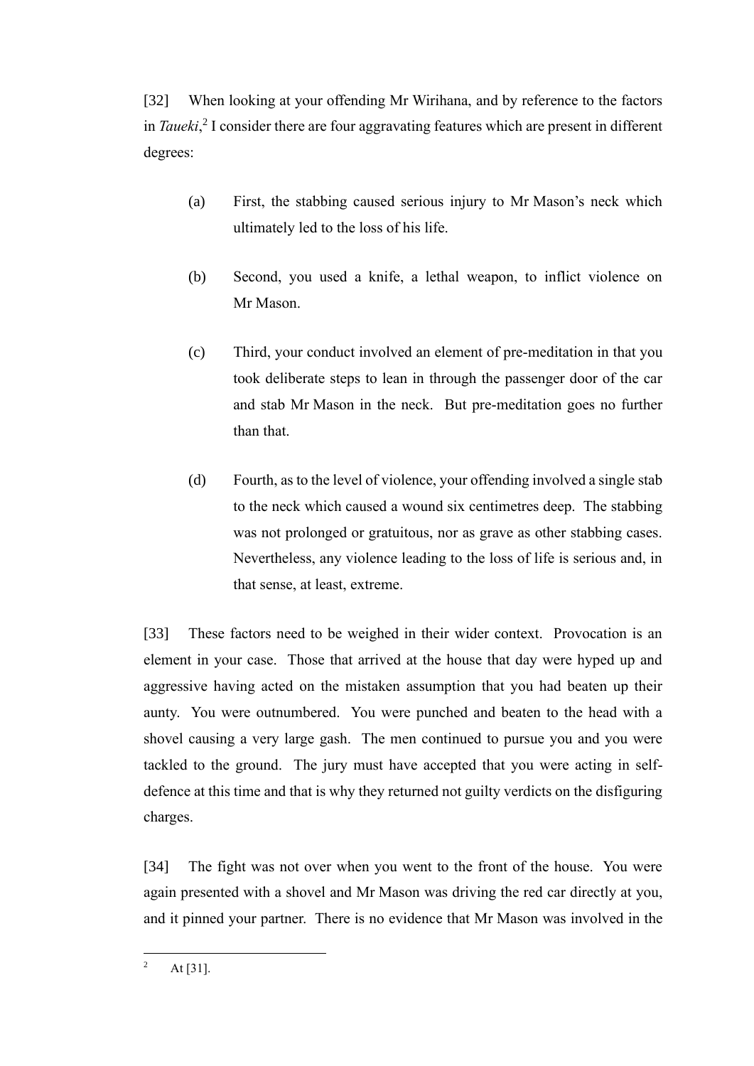[32] When looking at your offending Mr Wirihana, and by reference to the factors in *Taueki*,[2] I consider there are four aggravating features which are present in different degrees:

(a) First, the stabbing caused serious injury to Mr Mason's neck which ultimately led to the loss of his life.

(b) Second, you used a knife, a lethal weapon, to inflict violence on Mr Mason.

(c) Third, your conduct involved an element of pre-meditation in that you took deliberate steps to lean in through the passenger door of the car and stab Mr Mason in the neck. But pre-meditation goes no further than that.

(d) Fourth, as to the level of violence, your offending involved a single stab to the neck which caused a wound six centimetres deep. The stabbing was not prolonged or gratuitous, nor as grave as other stabbing cases. Nevertheless, any violence leading to the loss of life is serious and, in that sense, at least, extreme.

[33] These factors need to be weighed in their wider context. Provocation is an element in your case. Those that arrived at the house that day were hyped up and aggressive having acted on the mistaken assumption that you had beaten up their aunty. You were outnumbered. You were punched and beaten to the head with a shovel causing a very large gash. The men continued to pursue you and you were tackled to the ground. The jury must have accepted that you were acting in self-defence at this time and that is why they returned not guilty verdicts on the disfiguring charges.

[34] The fight was not over when you went to the front of the house. You were again presented with a shovel and Mr Mason was driving the red car directly at you, and it pinned your partner. There is no evidence that Mr Mason was involved in the

---

[2] At [31].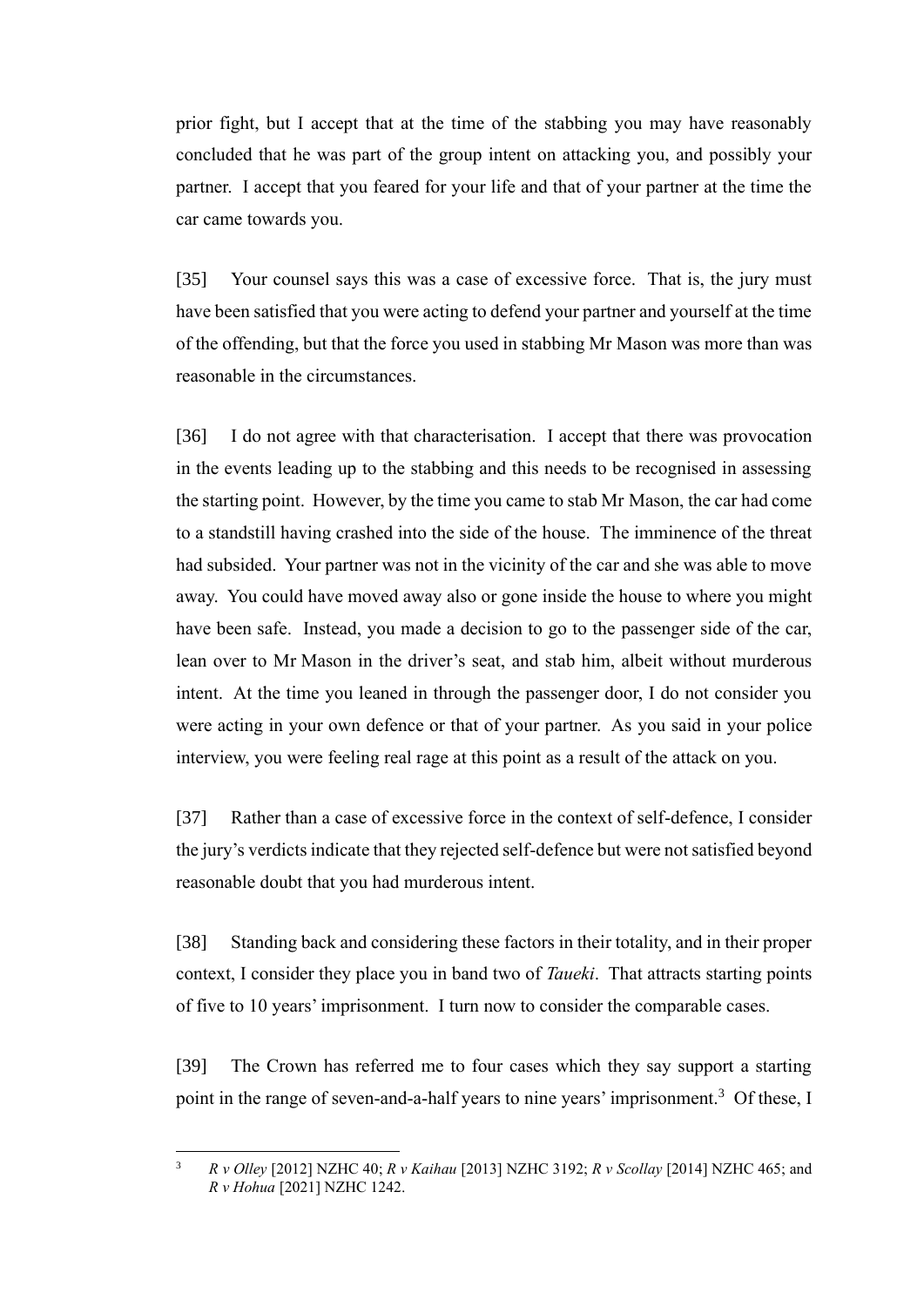prior fight, but I accept that at the time of the stabbing you may have reasonably concluded that he was part of the group intent on attacking you, and possibly your partner. I accept that you feared for your life and that of your partner at the time the car came towards you.

[35] Your counsel says this was a case of excessive force. That is, the jury must have been satisfied that you were acting to defend your partner and yourself at the time of the offending, but that the force you used in stabbing Mr Mason was more than was reasonable in the circumstances.

[36] I do not agree with that characterisation. I accept that there was provocation in the events leading up to the stabbing and this needs to be recognised in assessing the starting point. However, by the time you came to stab Mr Mason, the car had come to a standstill having crashed into the side of the house. The imminence of the threat had subsided. Your partner was not in the vicinity of the car and she was able to move away. You could have moved away also or gone inside the house to where you might have been safe. Instead, you made a decision to go to the passenger side of the car, lean over to Mr Mason in the driver's seat, and stab him, albeit without murderous intent. At the time you leaned in through the passenger door, I do not consider you were acting in your own defence or that of your partner. As you said in your police interview, you were feeling real rage at this point as a result of the attack on you.

[37] Rather than a case of excessive force in the context of self-defence, I consider the jury's verdicts indicate that they rejected self-defence but were not satisfied beyond reasonable doubt that you had murderous intent.

[38] Standing back and considering these factors in their totality, and in their proper context, I consider they place you in band two of *Taueki*. That attracts starting points of five to 10 years' imprisonment. I turn now to consider the comparable cases.

[39] The Crown has referred me to four cases which they say support a starting point in the range of seven-and-a-half years to nine years' imprisonment.[3] Of these, I

---

[3] *R v Olley* [2012] NZHC 40; *R v Kaihau* [2013] NZHC 3192; *R v Scollay* [2014] NZHC 465; and *R v Hohua* [2021] NZHC 1242.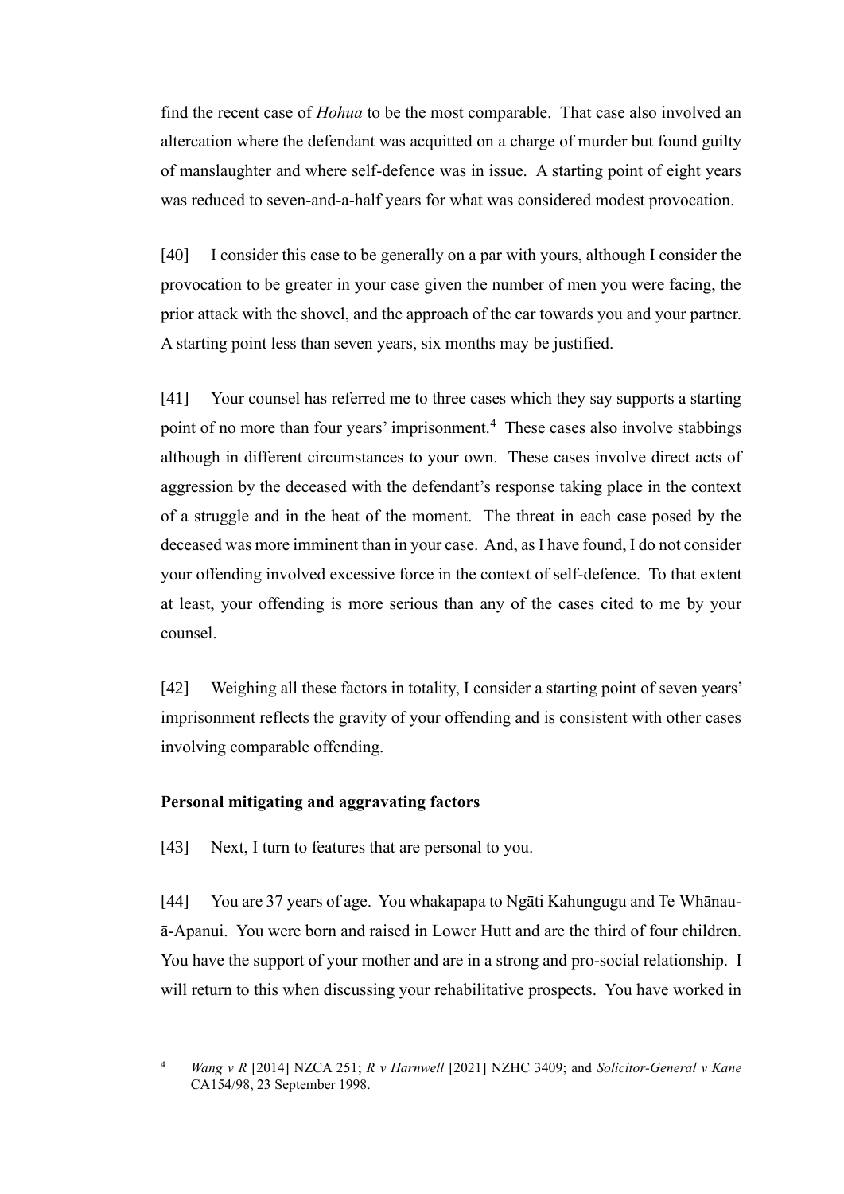find the recent case of *Hohua* to be the most comparable. That case also involved an altercation where the defendant was acquitted on a charge of murder but found guilty of manslaughter and where self-defence was in issue. A starting point of eight years was reduced to seven-and-a-half years for what was considered modest provocation.

[40] I consider this case to be generally on a par with yours, although I consider the provocation to be greater in your case given the number of men you were facing, the prior attack with the shovel, and the approach of the car towards you and your partner. A starting point less than seven years, six months may be justified.

[41] Your counsel has referred me to three cases which they say supports a starting point of no more than four years' imprisonment.[4] These cases also involve stabbings although in different circumstances to your own. These cases involve direct acts of aggression by the deceased with the defendant's response taking place in the context of a struggle and in the heat of the moment. The threat in each case posed by the deceased was more imminent than in your case. And, as I have found, I do not consider your offending involved excessive force in the context of self-defence. To that extent at least, your offending is more serious than any of the cases cited to me by your counsel.

[42] Weighing all these factors in totality, I consider a starting point of seven years' imprisonment reflects the gravity of your offending and is consistent with other cases involving comparable offending.

**Personal mitigating and aggravating factors**

[43] Next, I turn to features that are personal to you.

[44] You are 37 years of age. You whakapapa to Ngāti Kahungugu and Te Whānau-ā-Apanui. You were born and raised in Lower Hutt and are the third of four children. You have the support of your mother and are in a strong and pro-social relationship. I will return to this when discussing your rehabilitative prospects. You have worked in

---

[4] *Wang v R* [2014] NZCA 251; *R v Harnwell* [2021] NZHC 3409; and *Solicitor-General v Kane* CA154/98, 23 September 1998.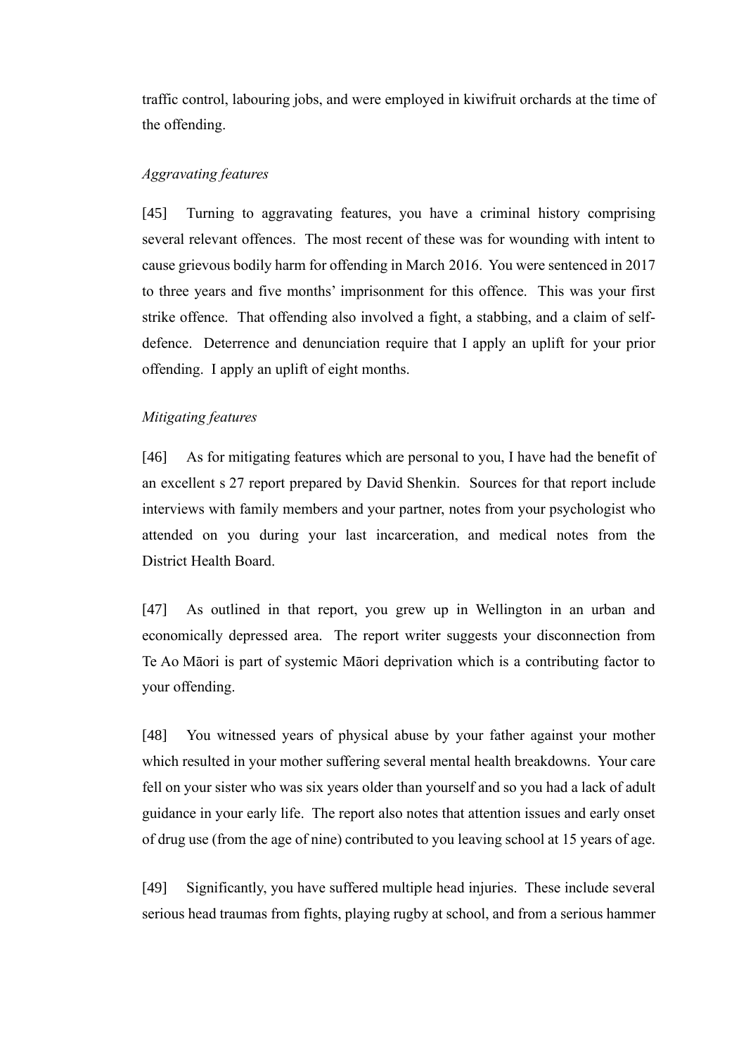traffic control, labouring jobs, and were employed in kiwifruit orchards at the time of the offending.

*Aggravating features*

[45] Turning to aggravating features, you have a criminal history comprising several relevant offences. The most recent of these was for wounding with intent to cause grievous bodily harm for offending in March 2016. You were sentenced in 2017 to three years and five months' imprisonment for this offence. This was your first strike offence. That offending also involved a fight, a stabbing, and a claim of self-defence. Deterrence and denunciation require that I apply an uplift for your prior offending. I apply an uplift of eight months.

*Mitigating features*

[46] As for mitigating features which are personal to you, I have had the benefit of an excellent s 27 report prepared by David Shenkin. Sources for that report include interviews with family members and your partner, notes from your psychologist who attended on you during your last incarceration, and medical notes from the District Health Board.

[47] As outlined in that report, you grew up in Wellington in an urban and economically depressed area. The report writer suggests your disconnection from Te Ao Māori is part of systemic Māori deprivation which is a contributing factor to your offending.

[48] You witnessed years of physical abuse by your father against your mother which resulted in your mother suffering several mental health breakdowns. Your care fell on your sister who was six years older than yourself and so you had a lack of adult guidance in your early life. The report also notes that attention issues and early onset of drug use (from the age of nine) contributed to you leaving school at 15 years of age.

[49] Significantly, you have suffered multiple head injuries. These include several serious head traumas from fights, playing rugby at school, and from a serious hammer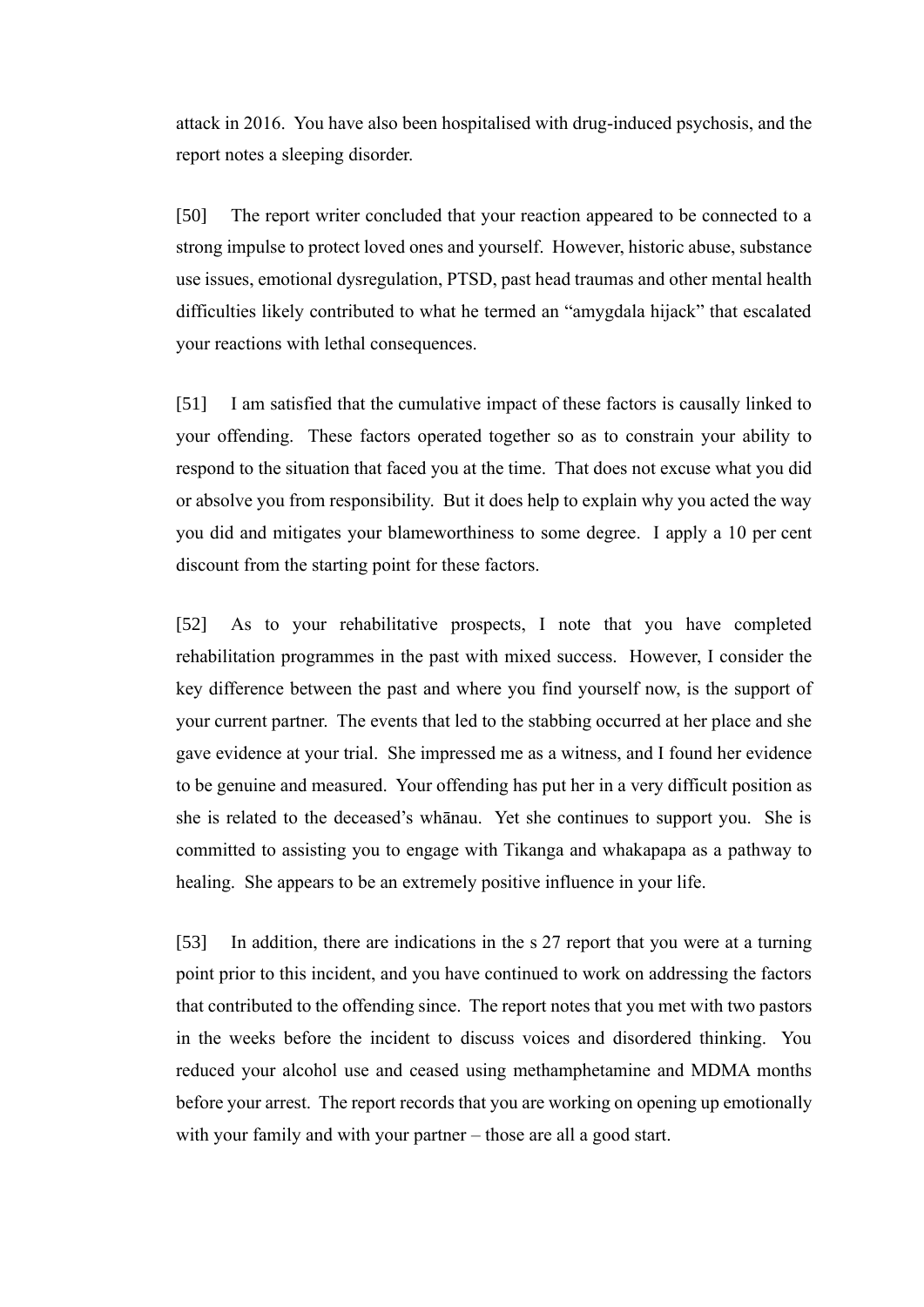attack in 2016. You have also been hospitalised with drug-induced psychosis, and the report notes a sleeping disorder.

[50] The report writer concluded that your reaction appeared to be connected to a strong impulse to protect loved ones and yourself. However, historic abuse, substance use issues, emotional dysregulation, PTSD, past head traumas and other mental health difficulties likely contributed to what he termed an "amygdala hijack" that escalated your reactions with lethal consequences.

[51] I am satisfied that the cumulative impact of these factors is causally linked to your offending. These factors operated together so as to constrain your ability to respond to the situation that faced you at the time. That does not excuse what you did or absolve you from responsibility. But it does help to explain why you acted the way you did and mitigates your blameworthiness to some degree. I apply a 10 per cent discount from the starting point for these factors.

[52] As to your rehabilitative prospects, I note that you have completed rehabilitation programmes in the past with mixed success. However, I consider the key difference between the past and where you find yourself now, is the support of your current partner. The events that led to the stabbing occurred at her place and she gave evidence at your trial. She impressed me as a witness, and I found her evidence to be genuine and measured. Your offending has put her in a very difficult position as she is related to the deceased's whānau. Yet she continues to support you. She is committed to assisting you to engage with Tikanga and whakapapa as a pathway to healing. She appears to be an extremely positive influence in your life.

[53] In addition, there are indications in the s 27 report that you were at a turning point prior to this incident, and you have continued to work on addressing the factors that contributed to the offending since. The report notes that you met with two pastors in the weeks before the incident to discuss voices and disordered thinking. You reduced your alcohol use and ceased using methamphetamine and MDMA months before your arrest. The report records that you are working on opening up emotionally with your family and with your partner – those are all a good start.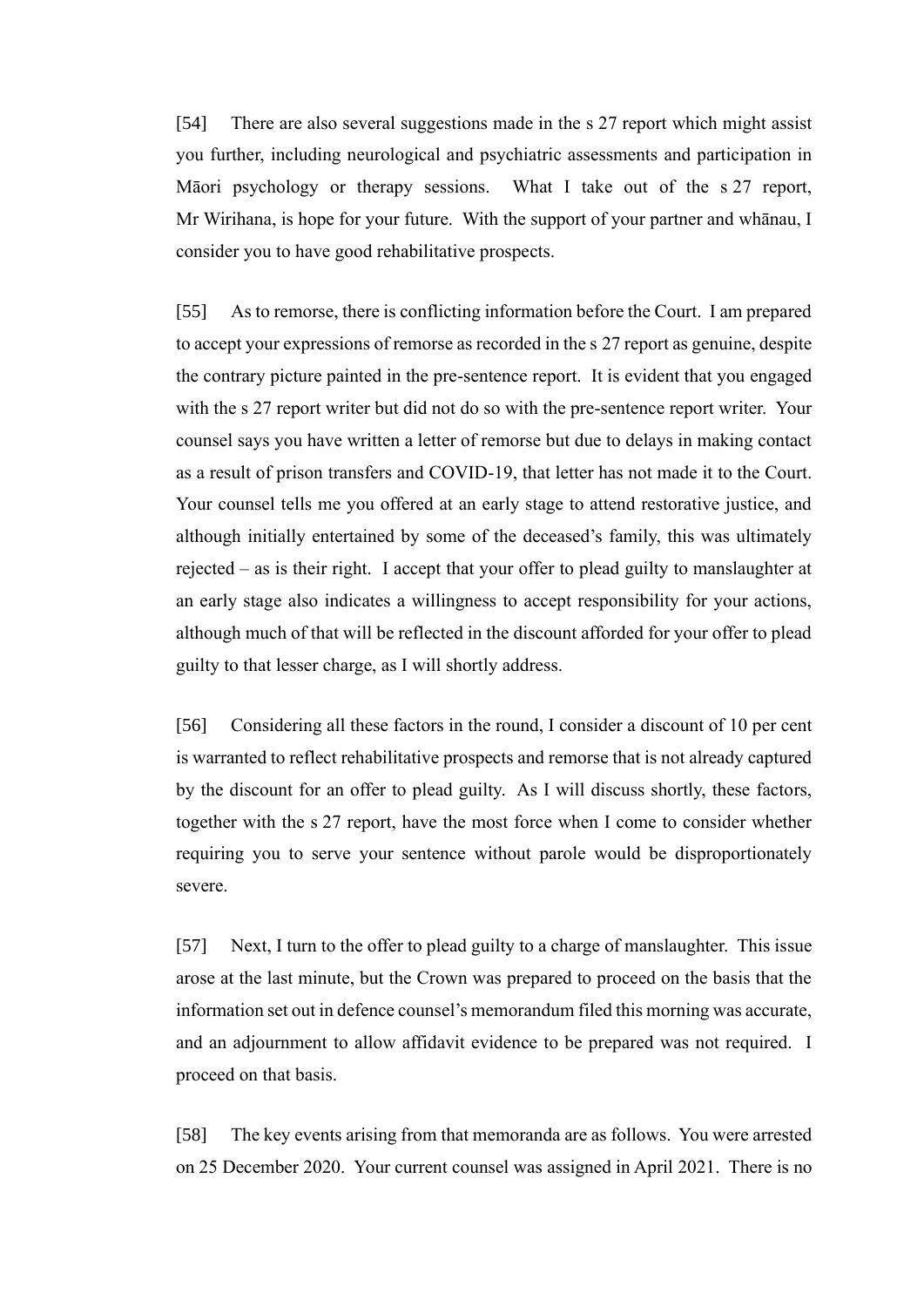[54] There are also several suggestions made in the s 27 report which might assist you further, including neurological and psychiatric assessments and participation in Māori psychology or therapy sessions. What I take out of the s 27 report, Mr Wirihana, is hope for your future. With the support of your partner and whānau, I consider you to have good rehabilitative prospects.

[55] As to remorse, there is conflicting information before the Court. I am prepared to accept your expressions of remorse as recorded in the s 27 report as genuine, despite the contrary picture painted in the pre-sentence report. It is evident that you engaged with the s 27 report writer but did not do so with the pre-sentence report writer. Your counsel says you have written a letter of remorse but due to delays in making contact as a result of prison transfers and COVID-19, that letter has not made it to the Court. Your counsel tells me you offered at an early stage to attend restorative justice, and although initially entertained by some of the deceased's family, this was ultimately rejected – as is their right. I accept that your offer to plead guilty to manslaughter at an early stage also indicates a willingness to accept responsibility for your actions, although much of that will be reflected in the discount afforded for your offer to plead guilty to that lesser charge, as I will shortly address.

[56] Considering all these factors in the round, I consider a discount of 10 per cent is warranted to reflect rehabilitative prospects and remorse that is not already captured by the discount for an offer to plead guilty. As I will discuss shortly, these factors, together with the s 27 report, have the most force when I come to consider whether requiring you to serve your sentence without parole would be disproportionately severe.

[57] Next, I turn to the offer to plead guilty to a charge of manslaughter. This issue arose at the last minute, but the Crown was prepared to proceed on the basis that the information set out in defence counsel's memorandum filed this morning was accurate, and an adjournment to allow affidavit evidence to be prepared was not required. I proceed on that basis.

[58] The key events arising from that memoranda are as follows. You were arrested on 25 December 2020. Your current counsel was assigned in April 2021. There is no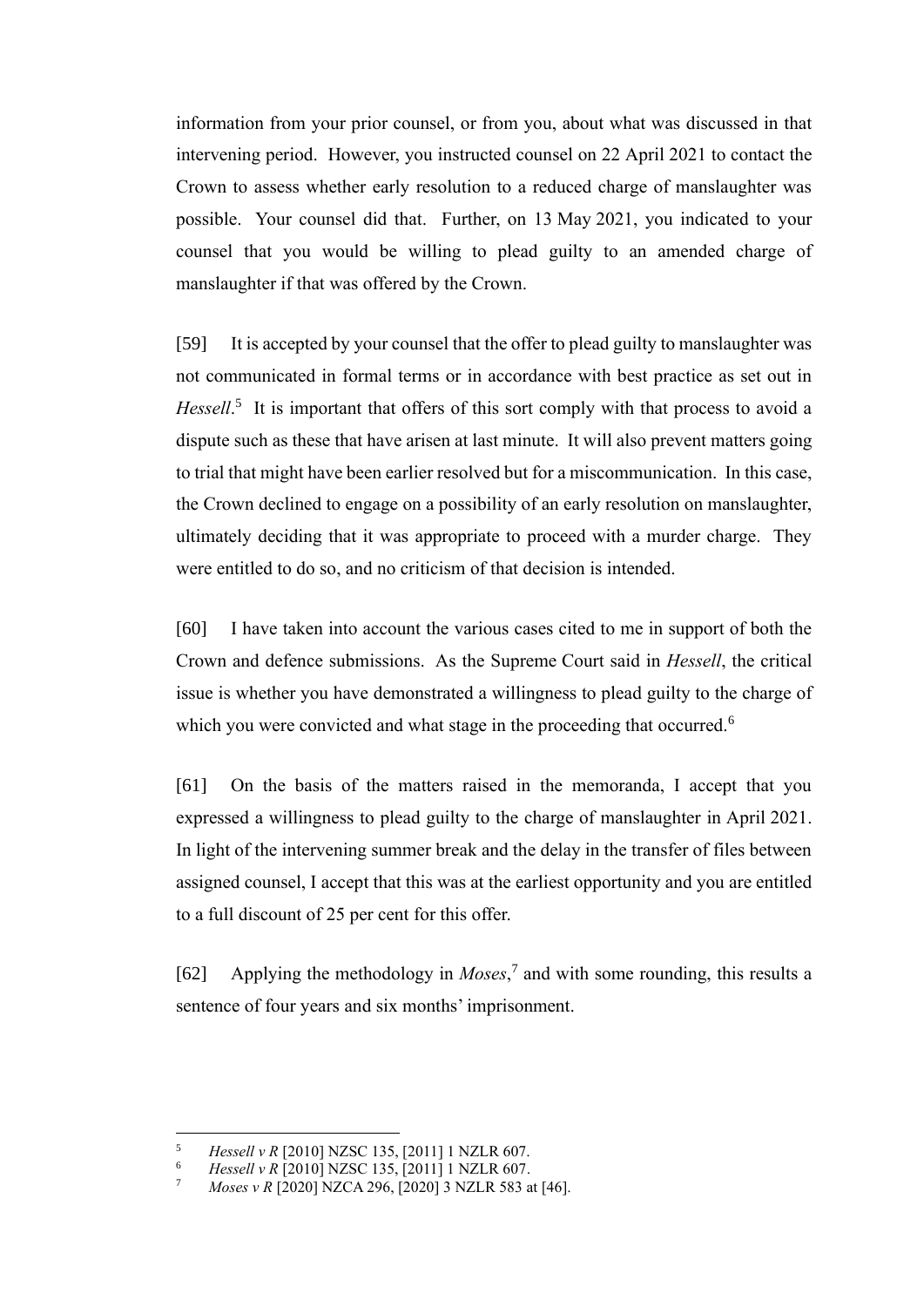information from your prior counsel, or from you, about what was discussed in that intervening period. However, you instructed counsel on 22 April 2021 to contact the Crown to assess whether early resolution to a reduced charge of manslaughter was possible. Your counsel did that. Further, on 13 May 2021, you indicated to your counsel that you would be willing to plead guilty to an amended charge of manslaughter if that was offered by the Crown.

[59] It is accepted by your counsel that the offer to plead guilty to manslaughter was not communicated in formal terms or in accordance with best practice as set out in *Hessell*.[5] It is important that offers of this sort comply with that process to avoid a dispute such as these that have arisen at last minute. It will also prevent matters going to trial that might have been earlier resolved but for a miscommunication. In this case, the Crown declined to engage on a possibility of an early resolution on manslaughter, ultimately deciding that it was appropriate to proceed with a murder charge. They were entitled to do so, and no criticism of that decision is intended.

[60] I have taken into account the various cases cited to me in support of both the Crown and defence submissions. As the Supreme Court said in *Hessell*, the critical issue is whether you have demonstrated a willingness to plead guilty to the charge of which you were convicted and what stage in the proceeding that occurred.[6]

[61] On the basis of the matters raised in the memoranda, I accept that you expressed a willingness to plead guilty to the charge of manslaughter in April 2021. In light of the intervening summer break and the delay in the transfer of files between assigned counsel, I accept that this was at the earliest opportunity and you are entitled to a full discount of 25 per cent for this offer.

[62] Applying the methodology in *Moses*,[7] and with some rounding, this results a sentence of four years and six months' imprisonment.

---

[5] *Hessell v R* [2010] NZSC 135, [2011] 1 NZLR 607.

[6] *Hessell v R* [2010] NZSC 135, [2011] 1 NZLR 607.

[7] *Moses v R* [2020] NZCA 296, [2020] 3 NZLR 583 at [46].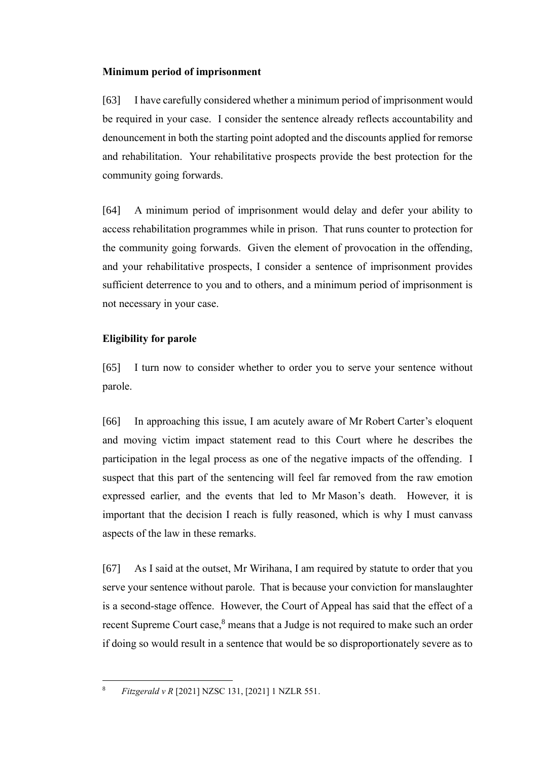### Minimum period of imprisonment

[63] I have carefully considered whether a minimum period of imprisonment would be required in your case. I consider the sentence already reflects accountability and denouncement in both the starting point adopted and the discounts applied for remorse and rehabilitation. Your rehabilitative prospects provide the best protection for the community going forwards.

[64] A minimum period of imprisonment would delay and defer your ability to access rehabilitation programmes while in prison. That runs counter to protection for the community going forwards. Given the element of provocation in the offending, and your rehabilitative prospects, I consider a sentence of imprisonment provides sufficient deterrence to you and to others, and a minimum period of imprisonment is not necessary in your case.

### Eligibility for parole

[65] I turn now to consider whether to order you to serve your sentence without parole.

[66] In approaching this issue, I am acutely aware of Mr Robert Carter's eloquent and moving victim impact statement read to this Court where he describes the participation in the legal process as one of the negative impacts of the offending. I suspect that this part of the sentencing will feel far removed from the raw emotion expressed earlier, and the events that led to Mr Mason's death. However, it is important that the decision I reach is fully reasoned, which is why I must canvass aspects of the law in these remarks.

[67] As I said at the outset, Mr Wirihana, I am required by statute to order that you serve your sentence without parole. That is because your conviction for manslaughter is a second-stage offence. However, the Court of Appeal has said that the effect of a recent Supreme Court case,[8] means that a Judge is not required to make such an order if doing so would result in a sentence that would be so disproportionately severe as to

[8] *Fitzgerald v R* [2021] NZSC 131, [2021] 1 NZLR 551.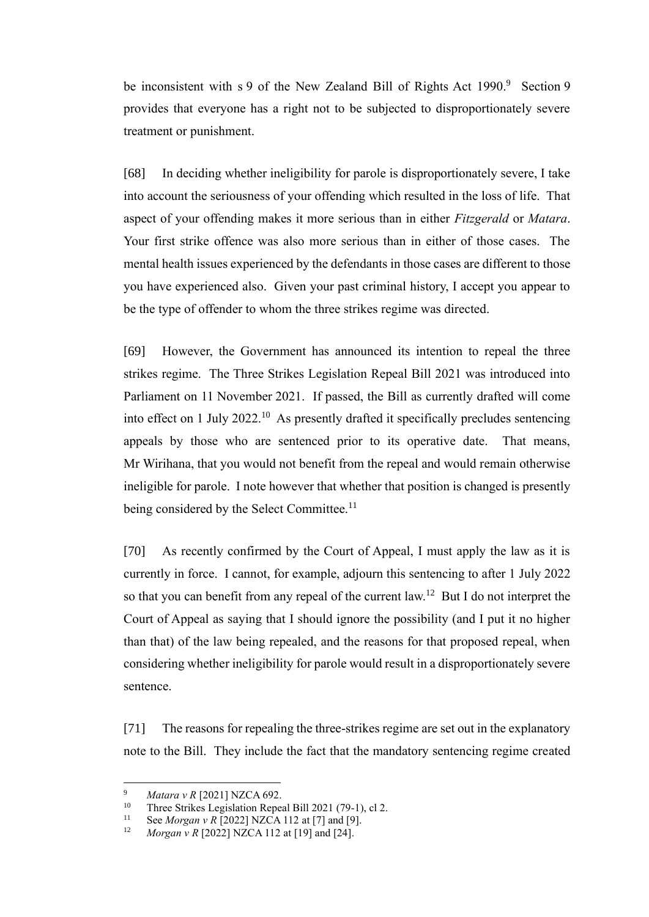be inconsistent with s 9 of the New Zealand Bill of Rights Act 1990.[9] Section 9 provides that everyone has a right not to be subjected to disproportionately severe treatment or punishment.

[68] In deciding whether ineligibility for parole is disproportionately severe, I take into account the seriousness of your offending which resulted in the loss of life. That aspect of your offending makes it more serious than in either *Fitzgerald* or *Matara*. Your first strike offence was also more serious than in either of those cases. The mental health issues experienced by the defendants in those cases are different to those you have experienced also. Given your past criminal history, I accept you appear to be the type of offender to whom the three strikes regime was directed.

[69] However, the Government has announced its intention to repeal the three strikes regime. The Three Strikes Legislation Repeal Bill 2021 was introduced into Parliament on 11 November 2021. If passed, the Bill as currently drafted will come into effect on 1 July 2022.[10] As presently drafted it specifically precludes sentencing appeals by those who are sentenced prior to its operative date. That means, Mr Wirihana, that you would not benefit from the repeal and would remain otherwise ineligible for parole. I note however that whether that position is changed is presently being considered by the Select Committee.[11]

[70] As recently confirmed by the Court of Appeal, I must apply the law as it is currently in force. I cannot, for example, adjourn this sentencing to after 1 July 2022 so that you can benefit from any repeal of the current law.[12] But I do not interpret the Court of Appeal as saying that I should ignore the possibility (and I put it no higher than that) of the law being repealed, and the reasons for that proposed repeal, when considering whether ineligibility for parole would result in a disproportionately severe sentence.

[71] The reasons for repealing the three-strikes regime are set out in the explanatory note to the Bill. They include the fact that the mandatory sentencing regime created

---

[9] *Matara v R* [2021] NZCA 692.

[10] Three Strikes Legislation Repeal Bill 2021 (79-1), cl 2.

[11] See *Morgan v R* [2022] NZCA 112 at [7] and [9].

[12] *Morgan v R* [2022] NZCA 112 at [19] and [24].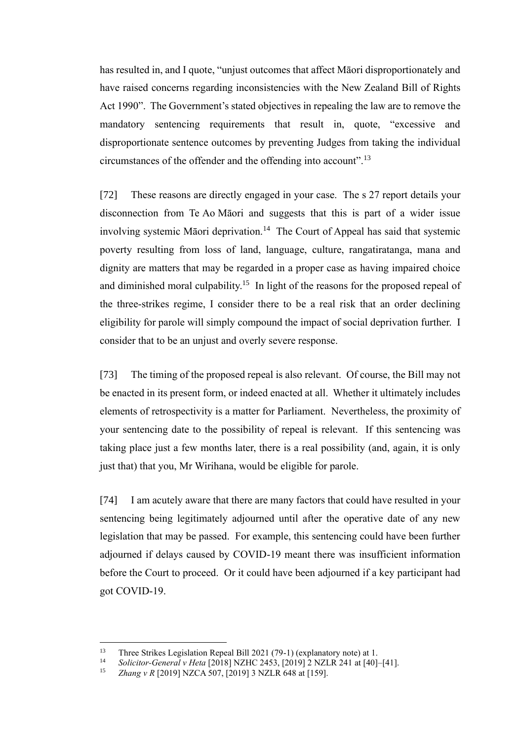has resulted in, and I quote, "unjust outcomes that affect Māori disproportionately and have raised concerns regarding inconsistencies with the New Zealand Bill of Rights Act 1990". The Government's stated objectives in repealing the law are to remove the mandatory sentencing requirements that result in, quote, "excessive and disproportionate sentence outcomes by preventing Judges from taking the individual circumstances of the offender and the offending into account".[13]

[72] These reasons are directly engaged in your case. The s 27 report details your disconnection from Te Ao Māori and suggests that this is part of a wider issue involving systemic Māori deprivation.[14] The Court of Appeal has said that systemic poverty resulting from loss of land, language, culture, rangatiratanga, mana and dignity are matters that may be regarded in a proper case as having impaired choice and diminished moral culpability.[15] In light of the reasons for the proposed repeal of the three-strikes regime, I consider there to be a real risk that an order declining eligibility for parole will simply compound the impact of social deprivation further. I consider that to be an unjust and overly severe response.

[73] The timing of the proposed repeal is also relevant. Of course, the Bill may not be enacted in its present form, or indeed enacted at all. Whether it ultimately includes elements of retrospectivity is a matter for Parliament. Nevertheless, the proximity of your sentencing date to the possibility of repeal is relevant. If this sentencing was taking place just a few months later, there is a real possibility (and, again, it is only just that) that you, Mr Wirihana, would be eligible for parole.

[74] I am acutely aware that there are many factors that could have resulted in your sentencing being legitimately adjourned until after the operative date of any new legislation that may be passed. For example, this sentencing could have been further adjourned if delays caused by COVID-19 meant there was insufficient information before the Court to proceed. Or it could have been adjourned if a key participant had got COVID-19.

---

[13] Three Strikes Legislation Repeal Bill 2021 (79-1) (explanatory note) at 1.

[14] *Solicitor-General v Heta* [2018] NZHC 2453, [2019] 2 NZLR 241 at [40]–[41].

[15] *Zhang v R* [2019] NZCA 507, [2019] 3 NZLR 648 at [159].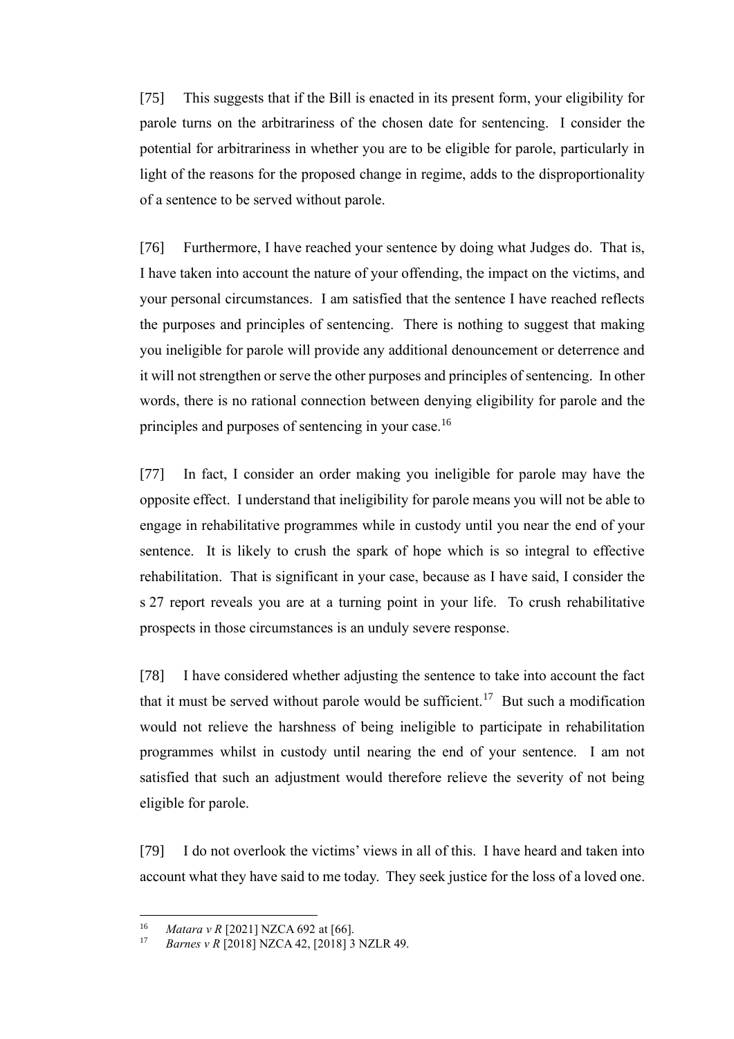[75] This suggests that if the Bill is enacted in its present form, your eligibility for parole turns on the arbitrariness of the chosen date for sentencing. I consider the potential for arbitrariness in whether you are to be eligible for parole, particularly in light of the reasons for the proposed change in regime, adds to the disproportionality of a sentence to be served without parole.

[76] Furthermore, I have reached your sentence by doing what Judges do. That is, I have taken into account the nature of your offending, the impact on the victims, and your personal circumstances. I am satisfied that the sentence I have reached reflects the purposes and principles of sentencing. There is nothing to suggest that making you ineligible for parole will provide any additional denouncement or deterrence and it will not strengthen or serve the other purposes and principles of sentencing. In other words, there is no rational connection between denying eligibility for parole and the principles and purposes of sentencing in your case.[16]

[77] In fact, I consider an order making you ineligible for parole may have the opposite effect. I understand that ineligibility for parole means you will not be able to engage in rehabilitative programmes while in custody until you near the end of your sentence. It is likely to crush the spark of hope which is so integral to effective rehabilitation. That is significant in your case, because as I have said, I consider the s 27 report reveals you are at a turning point in your life. To crush rehabilitative prospects in those circumstances is an unduly severe response.

[78] I have considered whether adjusting the sentence to take into account the fact that it must be served without parole would be sufficient.[17] But such a modification would not relieve the harshness of being ineligible to participate in rehabilitation programmes whilst in custody until nearing the end of your sentence. I am not satisfied that such an adjustment would therefore relieve the severity of not being eligible for parole.

[79] I do not overlook the victims' views in all of this. I have heard and taken into account what they have said to me today. They seek justice for the loss of a loved one.

---

[16] *Matara v R* [2021] NZCA 692 at [66].

[17] *Barnes v R* [2018] NZCA 42, [2018] 3 NZLR 49.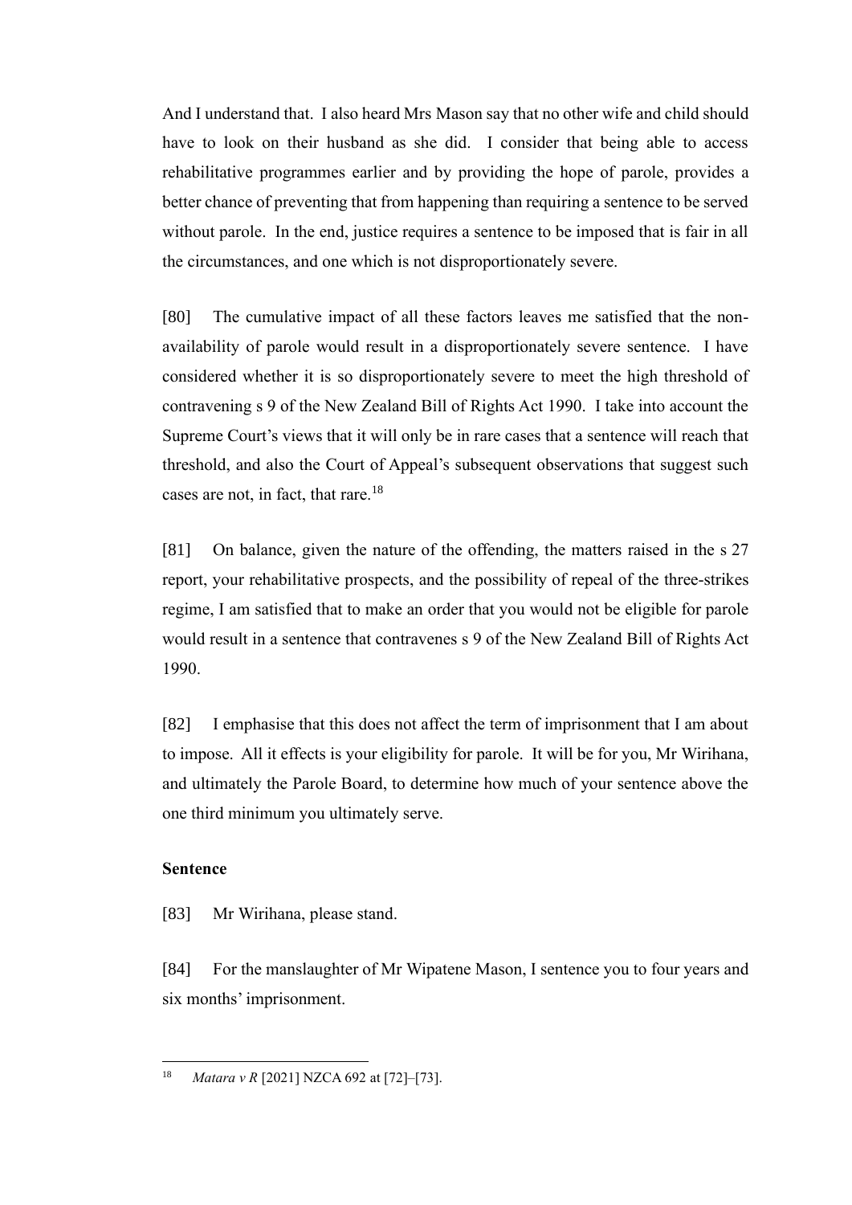And I understand that. I also heard Mrs Mason say that no other wife and child should have to look on their husband as she did. I consider that being able to access rehabilitative programmes earlier and by providing the hope of parole, provides a better chance of preventing that from happening than requiring a sentence to be served without parole. In the end, justice requires a sentence to be imposed that is fair in all the circumstances, and one which is not disproportionately severe.

[80] The cumulative impact of all these factors leaves me satisfied that the non-availability of parole would result in a disproportionately severe sentence. I have considered whether it is so disproportionately severe to meet the high threshold of contravening s 9 of the New Zealand Bill of Rights Act 1990. I take into account the Supreme Court's views that it will only be in rare cases that a sentence will reach that threshold, and also the Court of Appeal's subsequent observations that suggest such cases are not, in fact, that rare.[18]

[81] On balance, given the nature of the offending, the matters raised in the s 27 report, your rehabilitative prospects, and the possibility of repeal of the three-strikes regime, I am satisfied that to make an order that you would not be eligible for parole would result in a sentence that contravenes s 9 of the New Zealand Bill of Rights Act 1990.

[82] I emphasise that this does not affect the term of imprisonment that I am about to impose. All it effects is your eligibility for parole. It will be for you, Mr Wirihana, and ultimately the Parole Board, to determine how much of your sentence above the one third minimum you ultimately serve.

**Sentence**

[83] Mr Wirihana, please stand.

[84] For the manslaughter of Mr Wipatene Mason, I sentence you to four years and six months' imprisonment.

---

[18] *Matara v R* [2021] NZCA 692 at [72]–[73].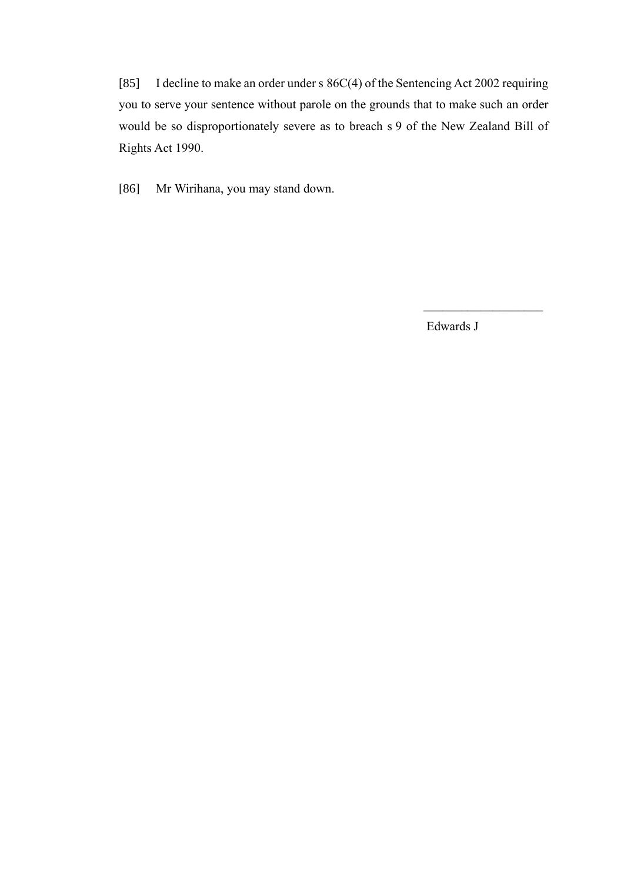[85] I decline to make an order under s 86C(4) of the Sentencing Act 2002 requiring you to serve your sentence without parole on the grounds that to make such an order would be so disproportionately severe as to breach s 9 of the New Zealand Bill of Rights Act 1990.

[86] Mr Wirihana, you may stand down.

\_\_\_\_\_\_\_\_\_\_\_\_\_\_\_\_\_\_\_\_

Edwards J